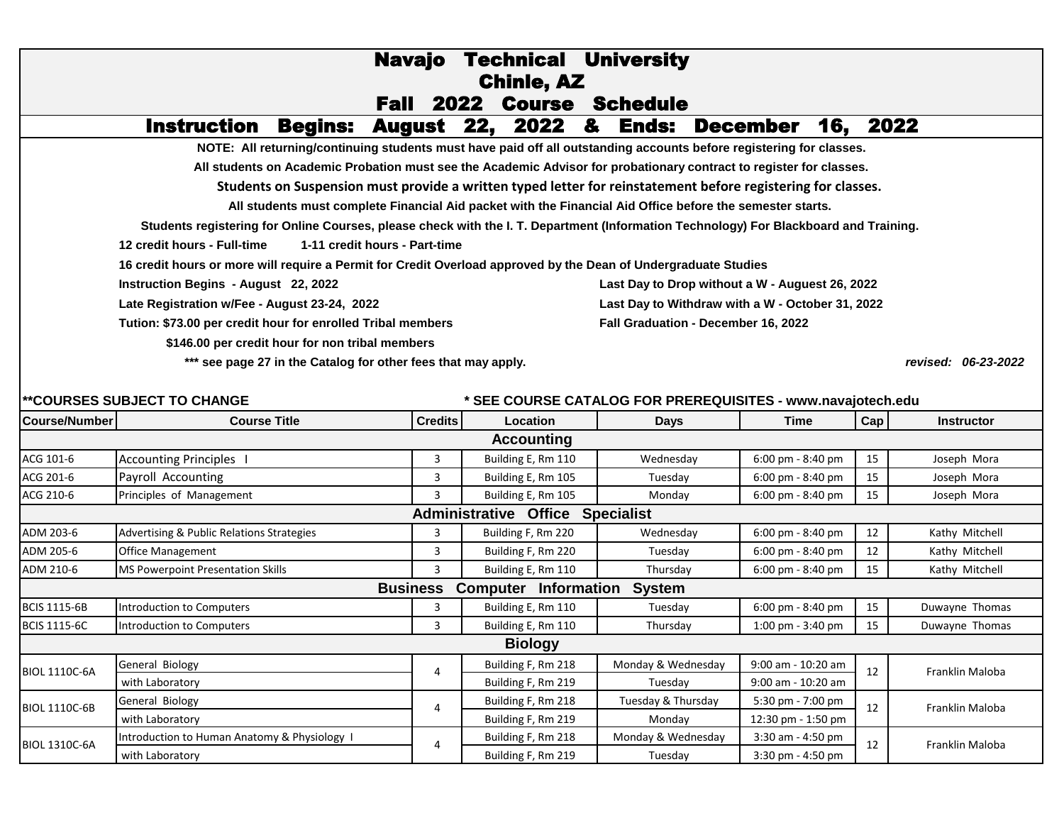# Navajo Technical University

## Chinle, AZ

## Fall 2022 Course Schedule

## Instruction Begins: August 22, 2022 & Ends: December 16, 2022

**NOTE: All returning/continuing students must have paid off all outstanding accounts before registering for classes.**

**All students on Academic Probation must see the Academic Advisor for probationary contract to register for classes.**

**Students on Suspension must provide a written typed letter for reinstatement before registering for classes.**

**All students must complete Financial Aid packet with the Financial Aid Office before the semester starts.**

**Students registering for Online Courses, please check with the I. T. Department (Information Technology) For Blackboard and Training.**

**12 credit hours - Full-time** **1-11 credit hours - Part-time**

**16 credit hours or more will require a Permit for Credit Overload approved by the Dean of Undergraduate Studies**

**Instruction Begins - August 22, 2022**

**Late Registration w/Fee - August 23-24, 2022**

**Tution: $73.00 per credit hour for enrolled Tribal members**

**$146.00 per credit hour for non tribal members**

**\*\*\* see page 27 in the Catalog for other fees that may apply.**

**Last Day to Drop without a W - August 26, 2022**

**Last Day to Withdraw with a W - October 31, 2022**

**Fall Graduation - December 16, 2022**

***revised: 06-23-2022***

**\*\*COURSES SUBJECT TO CHANGE** **\* SEE COURSE CATALOG FOR PREREQUISITES - www.navajotech.edu**

| Course/Number | Course Title | Credits | Location | Days | Time | Cap | Instructor |
|---|---|---|---|---|---|---|---|
| **Accounting** | | | | | | | |
| ACG 101-6 | Accounting Principles I | 3 | Building E, Rm 110 | Wednesday | 6:00 pm - 8:40 pm | 15 | Joseph Mora |
| ACG 201-6 | Payroll Accounting | 3 | Building E, Rm 105 | Tuesday | 6:00 pm - 8:40 pm | 15 | Joseph Mora |
| ACG 210-6 | Principles of Management | 3 | Building E, Rm 105 | Monday | 6:00 pm - 8:40 pm | 15 | Joseph Mora |
| **Administrative Office Specialist** | | | | | | | |
| ADM 203-6 | Advertising & Public Relations Strategies | 3 | Building F, Rm 220 | Wednesday | 6:00 pm - 8:40 pm | 12 | Kathy Mitchell |
| ADM 205-6 | Office Management | 3 | Building F, Rm 220 | Tuesday | 6:00 pm - 8:40 pm | 12 | Kathy Mitchell |
| ADM 210-6 | MS Powerpoint Presentation Skills | 3 | Building E, Rm 110 | Thursday | 6:00 pm - 8:40 pm | 15 | Kathy Mitchell |
| **Business Computer Information System** | | | | | | | |
| BCIS 1115-6B | Introduction to Computers | 3 | Building E, Rm 110 | Tuesday | 6:00 pm - 8:40 pm | 15 | Duwayne Thomas |
| BCIS 1115-6C | Introduction to Computers | 3 | Building E, Rm 110 | Thursday | 1:00 pm - 3:40 pm | 15 | Duwayne Thomas |
| **Biology** | | | | | | | |
| BIOL 1110C-6A | General Biology | 4 | Building F, Rm 218 | Monday & Wednesday | 9:00 am - 10:20 am | 12 | Franklin Maloba |
| | with Laboratory | | Building F, Rm 219 | Tuesday | 9:00 am - 10:20 am | | |
| BIOL 1110C-6B | General Biology | 4 | Building F, Rm 218 | Tuesday & Thursday | 5:30 pm - 7:00 pm | 12 | Franklin Maloba |
| | with Laboratory | | Building F, Rm 219 | Monday | 12:30 pm - 1:50 pm | | |
| BIOL 1310C-6A | Introduction to Human Anatomy & Physiology I | 4 | Building F, Rm 218 | Monday & Wednesday | 3:30 am - 4:50 pm | 12 | Franklin Maloba |
| | with Laboratory | | Building F, Rm 219 | Tuesday | 3:30 pm - 4:50 pm | | |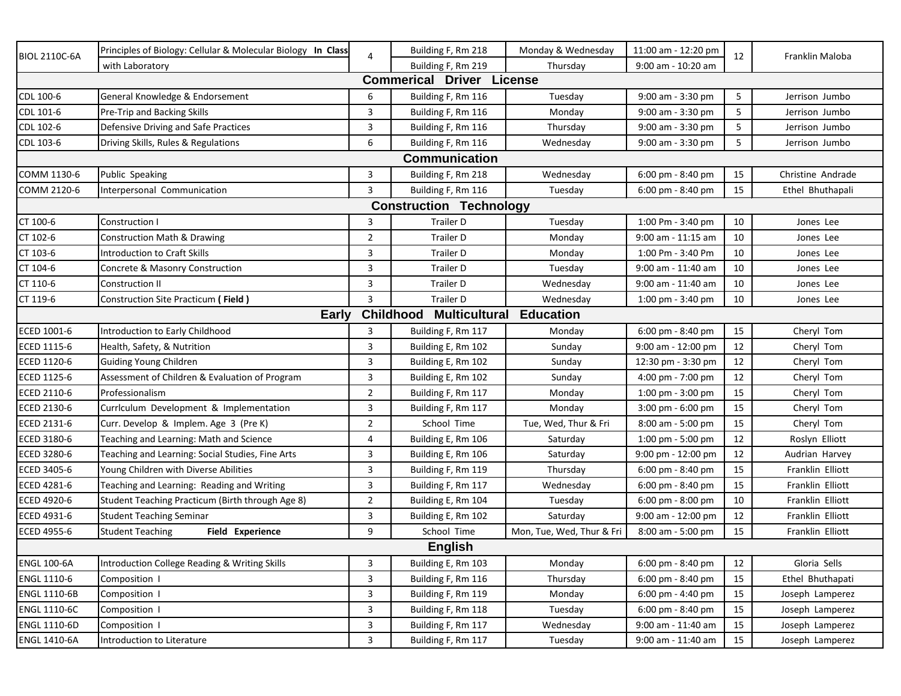| | | | | | | | |
|---|---|---|---|---|---|---|---|
| BIOL 2110C-6A | Principles of Biology: Cellular & Molecular Biology **In Class** with Laboratory | 4 | Building F, Rm 218<br>Building F, Rm 219 | Monday & Wednesday<br>Thursday | 11:00 am - 12:20 pm<br>9:00 am - 10:20 am | 12 | Franklin Maloba |
| **Commerical Driver License** | | | | | | | |
| CDL 100-6 | General Knowledge & Endorsement | 6 | Building F, Rm 116 | Tuesday | 9:00 am - 3:30 pm | 5 | Jerrison Jumbo |
| CDL 101-6 | Pre-Trip and Backing Skills | 3 | Building F, Rm 116 | Monday | 9:00 am - 3:30 pm | 5 | Jerrison Jumbo |
| CDL 102-6 | Defensive Driving and Safe Practices | 3 | Building F, Rm 116 | Thursday | 9:00 am - 3:30 pm | 5 | Jerrison Jumbo |
| CDL 103-6 | Driving Skills, Rules & Regulations | 6 | Building F, Rm 116 | Wednesday | 9:00 am - 3:30 pm | 5 | Jerrison Jumbo |
| **Communication** | | | | | | | |
| COMM 1130-6 | Public Speaking | 3 | Building F, Rm 218 | Wednesday | 6:00 pm - 8:40 pm | 15 | Christine Andrade |
| COMM 2120-6 | Interpersonal Communication | 3 | Building F, Rm 116 | Tuesday | 6:00 pm - 8:40 pm | 15 | Ethel Bhuthapali |
| **Construction Technology** | | | | | | | |
| CT 100-6 | Construction I | 3 | Trailer D | Tuesday | 1:00 Pm - 3:40 pm | 10 | Jones Lee |
| CT 102-6 | Construction Math & Drawing | 2 | Trailer D | Monday | 9:00 am - 11:15 am | 10 | Jones Lee |
| CT 103-6 | Introduction to Craft Skills | 3 | Trailer D | Monday | 1:00 Pm - 3:40 Pm | 10 | Jones Lee |
| CT 104-6 | Concrete & Masonry Construction | 3 | Trailer D | Tuesday | 9:00 am - 11:40 am | 10 | Jones Lee |
| CT 110-6 | Construction II | 3 | Trailer D | Wednesday | 9:00 am - 11:40 am | 10 | Jones Lee |
| CT 119-6 | Construction Site Practicum **( Field )** | 3 | Trailer D | Wednesday | 1:00 pm - 3:40 pm | 10 | Jones Lee |
| **Early Childhood Multicultural Education** | | | | | | | |
| ECED 1001-6 | Introduction to Early Childhood | 3 | Building F, Rm 117 | Monday | 6:00 pm - 8:40 pm | 15 | Cheryl Tom |
| ECED 1115-6 | Health, Safety, & Nutrition | 3 | Building E, Rm 102 | Sunday | 9:00 am - 12:00 pm | 12 | Cheryl Tom |
| ECED 1120-6 | Guiding Young Children | 3 | Building E, Rm 102 | Sunday | 12:30 pm - 3:30 pm | 12 | Cheryl Tom |
| ECED 1125-6 | Assessment of Children & Evaluation of Program | 3 | Building E, Rm 102 | Sunday | 4:00 pm - 7:00 pm | 12 | Cheryl Tom |
| ECED 2110-6 | Professionalism | 2 | Building F, Rm 117 | Monday | 1:00 pm - 3:00 pm | 15 | Cheryl Tom |
| ECED 2130-6 | Currlculum Development & Implementation | 3 | Building F, Rm 117 | Monday | 3:00 pm - 6:00 pm | 15 | Cheryl Tom |
| ECED 2131-6 | Curr. Develop & Implem. Age 3 (Pre K) | 2 | School Time | Tue, Wed, Thur & Fri | 8:00 am - 5:00 pm | 15 | Cheryl Tom |
| ECED 3180-6 | Teaching and Learning: Math and Science | 4 | Building E, Rm 106 | Saturday | 1:00 pm - 5:00 pm | 12 | Roslyn Elliott |
| ECED 3280-6 | Teaching and Learning: Social Studies, Fine Arts | 3 | Building E, Rm 106 | Saturday | 9:00 pm - 12:00 pm | 12 | Audrian Harvey |
| ECED 3405-6 | Young Children with Diverse Abilities | 3 | Building F, Rm 119 | Thursday | 6:00 pm - 8:40 pm | 15 | Franklin Elliott |
| ECED 4281-6 | Teaching and Learning: Reading and Writing | 3 | Building F, Rm 117 | Wednesday | 6:00 pm - 8:40 pm | 15 | Franklin Elliott |
| ECED 4920-6 | Student Teaching Practicum (Birth through Age 8) | 2 | Building E, Rm 104 | Tuesday | 6:00 pm - 8:00 pm | 10 | Franklin Elliott |
| ECED 4931-6 | Student Teaching Seminar | 3 | Building E, Rm 102 | Saturday | 9:00 am - 12:00 pm | 12 | Franklin Elliott |
| ECED 4955-6 | Student Teaching **Field Experience** | 9 | School Time | Mon, Tue, Wed, Thur & Fri | 8:00 am - 5:00 pm | 15 | Franklin Elliott |
| **English** | | | | | | | |
| ENGL 100-6A | Introduction College Reading & Writing Skills | 3 | Building E, Rm 103 | Monday | 6:00 pm - 8:40 pm | 12 | Gloria Sells |
| ENGL 1110-6 | Composition I | 3 | Building F, Rm 116 | Thursday | 6:00 pm - 8:40 pm | 15 | Ethel Bhuthapati |
| ENGL 1110-6B | Composition I | 3 | Building F, Rm 119 | Monday | 6:00 pm - 4:40 pm | 15 | Joseph Lamperez |
| ENGL 1110-6C | Composition I | 3 | Building F, Rm 118 | Tuesday | 6:00 pm - 8:40 pm | 15 | Joseph Lamperez |
| ENGL 1110-6D | Composition I | 3 | Building F, Rm 117 | Wednesday | 9:00 am - 11:40 am | 15 | Joseph Lamperez |
| ENGL 1410-6A | Introduction to Literature | 3 | Building F, Rm 117 | Tuesday | 9:00 am - 11:40 am | 15 | Joseph Lamperez |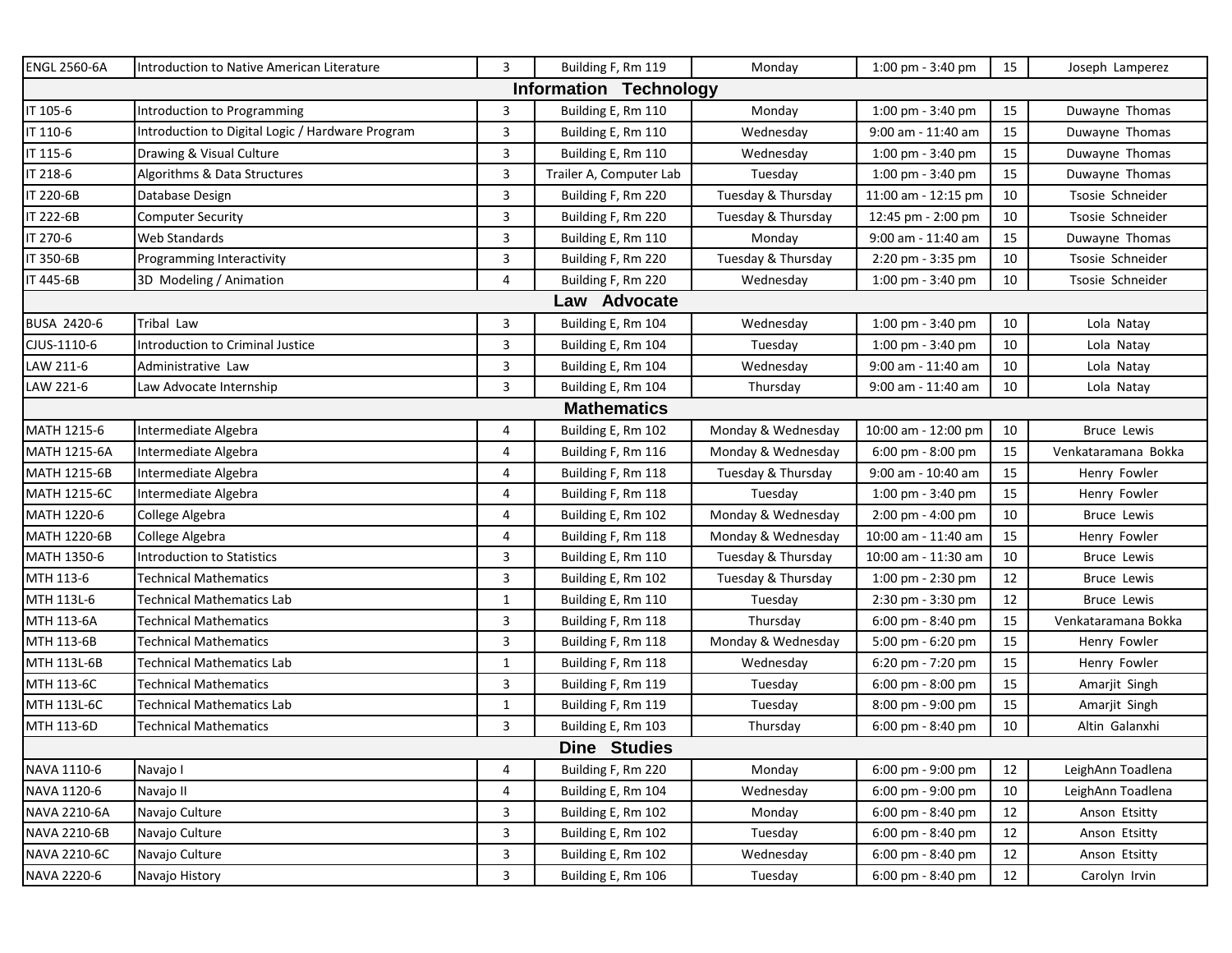| ENGL 2560-6A | Introduction to Native American Literature | 3 | Building F, Rm 119 | Monday | 1:00 pm - 3:40 pm | 15 | Joseph Lamperez |
|---|---|---|---|---|---|---|---|
| **Information Technology** | | | | | | | |
| IT 105-6 | Introduction to Programming | 3 | Building E, Rm 110 | Monday | 1:00 pm - 3:40 pm | 15 | Duwayne Thomas |
| IT 110-6 | Introduction to Digital Logic / Hardware Program | 3 | Building E, Rm 110 | Wednesday | 9:00 am - 11:40 am | 15 | Duwayne Thomas |
| IT 115-6 | Drawing & Visual Culture | 3 | Building E, Rm 110 | Wednesday | 1:00 pm - 3:40 pm | 15 | Duwayne Thomas |
| IT 218-6 | Algorithms & Data Structures | 3 | Trailer A, Computer Lab | Tuesday | 1:00 pm - 3:40 pm | 15 | Duwayne Thomas |
| IT 220-6B | Database Design | 3 | Building F, Rm 220 | Tuesday & Thursday | 11:00 am - 12:15 pm | 10 | Tsosie Schneider |
| IT 222-6B | Computer Security | 3 | Building F, Rm 220 | Tuesday & Thursday | 12:45 pm - 2:00 pm | 10 | Tsosie Schneider |
| IT 270-6 | Web Standards | 3 | Building E, Rm 110 | Monday | 9:00 am - 11:40 am | 15 | Duwayne Thomas |
| IT 350-6B | Programming Interactivity | 3 | Building F, Rm 220 | Tuesday & Thursday | 2:20 pm - 3:35 pm | 10 | Tsosie Schneider |
| IT 445-6B | 3D Modeling / Animation | 4 | Building F, Rm 220 | Wednesday | 1:00 pm - 3:40 pm | 10 | Tsosie Schneider |
| **Law Advocate** | | | | | | | |
| BUSA 2420-6 | Tribal Law | 3 | Building E, Rm 104 | Wednesday | 1:00 pm - 3:40 pm | 10 | Lola Natay |
| CJUS-1110-6 | Introduction to Criminal Justice | 3 | Building E, Rm 104 | Tuesday | 1:00 pm - 3:40 pm | 10 | Lola Natay |
| LAW 211-6 | Administrative Law | 3 | Building E, Rm 104 | Wednesday | 9:00 am - 11:40 am | 10 | Lola Natay |
| LAW 221-6 | Law Advocate Internship | 3 | Building E, Rm 104 | Thursday | 9:00 am - 11:40 am | 10 | Lola Natay |
| **Mathematics** | | | | | | | |
| MATH 1215-6 | Intermediate Algebra | 4 | Building E, Rm 102 | Monday & Wednesday | 10:00 am - 12:00 pm | 10 | Bruce Lewis |
| MATH 1215-6A | Intermediate Algebra | 4 | Building F, Rm 116 | Monday & Wednesday | 6:00 pm - 8:00 pm | 15 | Venkataramana Bokka |
| MATH 1215-6B | Intermediate Algebra | 4 | Building F, Rm 118 | Tuesday & Thursday | 9:00 am - 10:40 am | 15 | Henry Fowler |
| MATH 1215-6C | Intermediate Algebra | 4 | Building F, Rm 118 | Tuesday | 1:00 pm - 3:40 pm | 15 | Henry Fowler |
| MATH 1220-6 | College Algebra | 4 | Building E, Rm 102 | Monday & Wednesday | 2:00 pm - 4:00 pm | 10 | Bruce Lewis |
| MATH 1220-6B | College Algebra | 4 | Building F, Rm 118 | Monday & Wednesday | 10:00 am - 11:40 am | 15 | Henry Fowler |
| MATH 1350-6 | Introduction to Statistics | 3 | Building E, Rm 110 | Tuesday & Thursday | 10:00 am - 11:30 am | 10 | Bruce Lewis |
| MTH 113-6 | Technical Mathematics | 3 | Building E, Rm 102 | Tuesday & Thursday | 1:00 pm - 2:30 pm | 12 | Bruce Lewis |
| MTH 113L-6 | Technical Mathematics Lab | 1 | Building E, Rm 110 | Tuesday | 2:30 pm - 3:30 pm | 12 | Bruce Lewis |
| MTH 113-6A | Technical Mathematics | 3 | Building F, Rm 118 | Thursday | 6:00 pm - 8:40 pm | 15 | Venkataramana Bokka |
| MTH 113-6B | Technical Mathematics | 3 | Building F, Rm 118 | Monday & Wednesday | 5:00 pm - 6:20 pm | 15 | Henry Fowler |
| MTH 113L-6B | Technical Mathematics Lab | 1 | Building F, Rm 118 | Wednesday | 6:20 pm - 7:20 pm | 15 | Henry Fowler |
| MTH 113-6C | Technical Mathematics | 3 | Building F, Rm 119 | Tuesday | 6:00 pm - 8:00 pm | 15 | Amarjit Singh |
| MTH 113L-6C | Technical Mathematics Lab | 1 | Building F, Rm 119 | Tuesday | 8:00 pm - 9:00 pm | 15 | Amarjit Singh |
| MTH 113-6D | Technical Mathematics | 3 | Building E, Rm 103 | Thursday | 6:00 pm - 8:40 pm | 10 | Altin Galanxhi |
| **Dine Studies** | | | | | | | |
| NAVA 1110-6 | Navajo I | 4 | Building F, Rm 220 | Monday | 6:00 pm - 9:00 pm | 12 | LeighAnn Toadlena |
| NAVA 1120-6 | Navajo II | 4 | Building E, Rm 104 | Wednesday | 6:00 pm - 9:00 pm | 10 | LeighAnn Toadlena |
| NAVA 2210-6A | Navajo Culture | 3 | Building E, Rm 102 | Monday | 6:00 pm - 8:40 pm | 12 | Anson Etsitty |
| NAVA 2210-6B | Navajo Culture | 3 | Building E, Rm 102 | Tuesday | 6:00 pm - 8:40 pm | 12 | Anson Etsitty |
| NAVA 2210-6C | Navajo Culture | 3 | Building E, Rm 102 | Wednesday | 6:00 pm - 8:40 pm | 12 | Anson Etsitty |
| NAVA 2220-6 | Navajo History | 3 | Building E, Rm 106 | Tuesday | 6:00 pm - 8:40 pm | 12 | Carolyn Irvin |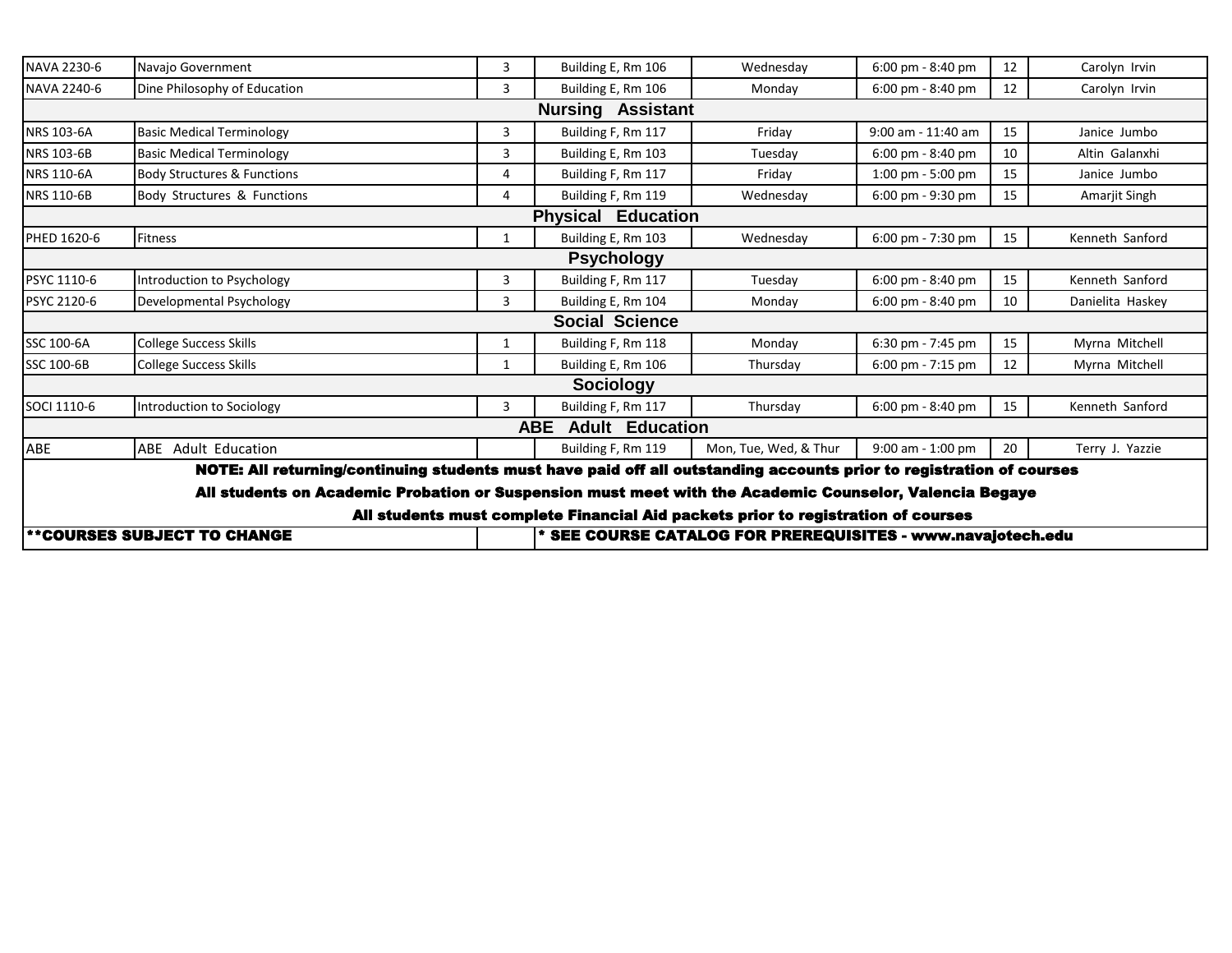| | | | | | | | |
|---|---|---|---|---|---|---|---|
| NAVA 2230-6 | Navajo Government | 3 | Building E, Rm 106 | Wednesday | 6:00 pm - 8:40 pm | 12 | Carolyn Irvin |
| NAVA 2240-6 | Dine Philosophy of Education | 3 | Building E, Rm 106 | Monday | 6:00 pm - 8:40 pm | 12 | Carolyn Irvin |
| **Nursing Assistant** | | | | | | | |
| NRS 103-6A | Basic Medical Terminology | 3 | Building F, Rm 117 | Friday | 9:00 am - 11:40 am | 15 | Janice Jumbo |
| NRS 103-6B | Basic Medical Terminology | 3 | Building E, Rm 103 | Tuesday | 6:00 pm - 8:40 pm | 10 | Altin Galanxhi |
| NRS 110-6A | Body Structures & Functions | 4 | Building F, Rm 117 | Friday | 1:00 pm - 5:00 pm | 15 | Janice Jumbo |
| NRS 110-6B | Body Structures & Functions | 4 | Building F, Rm 119 | Wednesday | 6:00 pm - 9:30 pm | 15 | Amarjit Singh |
| **Physical Education** | | | | | | | |
| PHED 1620-6 | Fitness | 1 | Building E, Rm 103 | Wednesday | 6:00 pm - 7:30 pm | 15 | Kenneth Sanford |
| **Psychology** | | | | | | | |
| PSYC 1110-6 | Introduction to Psychology | 3 | Building F, Rm 117 | Tuesday | 6:00 pm - 8:40 pm | 15 | Kenneth Sanford |
| PSYC 2120-6 | Developmental Psychology | 3 | Building E, Rm 104 | Monday | 6:00 pm - 8:40 pm | 10 | Danielita Haskey |
| **Social Science** | | | | | | | |
| SSC 100-6A | College Success Skills | 1 | Building F, Rm 118 | Monday | 6:30 pm - 7:45 pm | 15 | Myrna Mitchell |
| SSC 100-6B | College Success Skills | 1 | Building E, Rm 106 | Thursday | 6:00 pm - 7:15 pm | 12 | Myrna Mitchell |
| **Sociology** | | | | | | | |
| SOCI 1110-6 | Introduction to Sociology | 3 | Building F, Rm 117 | Thursday | 6:00 pm - 8:40 pm | 15 | Kenneth Sanford |
| **ABE Adult Education** | | | | | | | |
| ABE | ABE Adult Education | | Building F, Rm 119 | Mon, Tue, Wed, & Thur | 9:00 am - 1:00 pm | 20 | Terry J. Yazzie |

**NOTE: All returning/continuing students must have paid off all outstanding accounts prior to registration of courses**

**All students on Academic Probation or Suspension must meet with the Academic Counselor, Valencia Begaye**

**All students must complete Financial Aid packets prior to registration of courses**

**\*\*COURSES SUBJECT TO CHANGE**

**\* SEE COURSE CATALOG FOR PREREQUISITES - www.navajotech.edu**